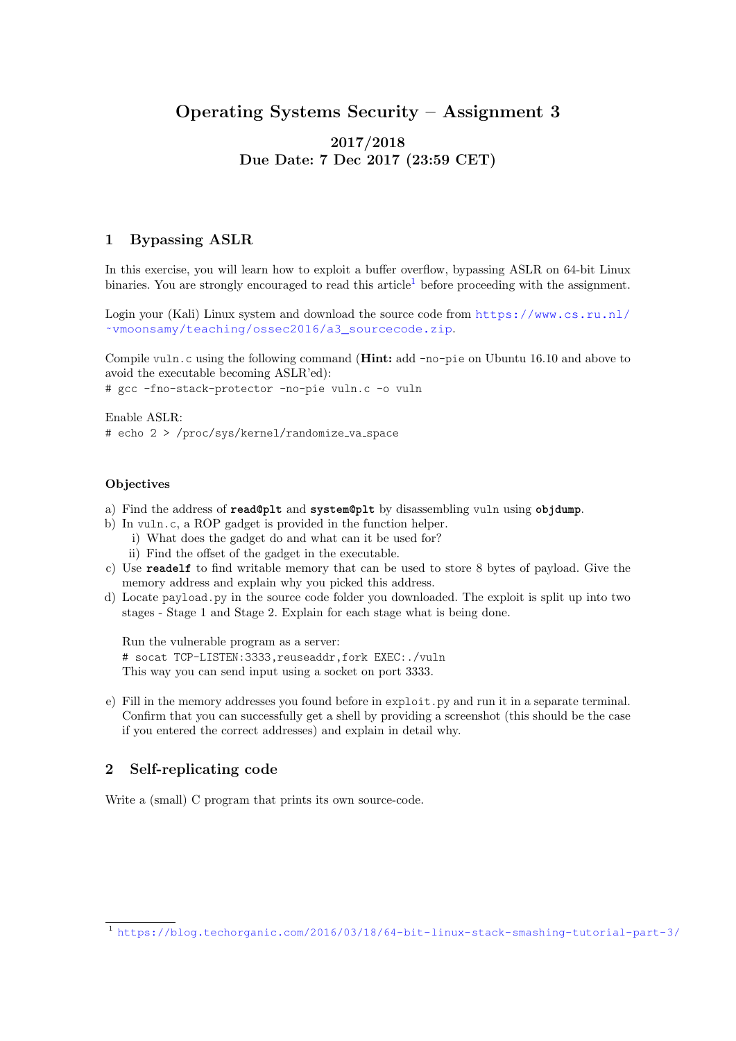# Operating Systems Security – Assignment 3

**2017/2018**
**Due Date: 7 Dec 2017 (23:59 CET)**

## 1 Bypassing ASLR

In this exercise, you will learn how to exploit a buffer overflow, bypassing ASLR on 64-bit Linux binaries. You are strongly encouraged to read this article[1] before proceeding with the assignment.

Login your (Kali) Linux system and download the source code from https://www.cs.ru.nl/~vmoonsamy/teaching/ossec2016/a3_sourcecode.zip.

Compile `vuln.c` using the following command (**Hint:** add `-no-pie` on Ubuntu 16.10 and above to avoid the executable becoming ASLR'ed):

```
# gcc -fno-stack-protector -no-pie vuln.c -o vuln
```

Enable ASLR:

```
# echo 2 > /proc/sys/kernel/randomize_va_space
```

### Objectives

a) Find the address of **`read@plt`** and **`system@plt`** by disassembling `vuln` using **`objdump`**.

b) In `vuln.c`, a ROP gadget is provided in the function helper.
   - i) What does the gadget do and what can it be used for?
   - ii) Find the offset of the gadget in the executable.

c) Use **`readelf`** to find writable memory that can be used to store 8 bytes of payload. Give the memory address and explain why you picked this address.

d) Locate `payload.py` in the source code folder you downloaded. The exploit is split up into two stages - Stage 1 and Stage 2. Explain for each stage what is being done.

   Run the vulnerable program as a server:
   ```
   # socat TCP-LISTEN:3333,reuseaddr,fork EXEC:./vuln
   ```
   This way you can send input using a socket on port 3333.

e) Fill in the memory addresses you found before in `exploit.py` and run it in a separate terminal. Confirm that you can successfully get a shell by providing a screenshot (this should be the case if you entered the correct addresses) and explain in detail why.

## 2 Self-replicating code

Write a (small) C program that prints its own source-code.

---

[1] https://blog.techorganic.com/2016/03/18/64-bit-linux-stack-smashing-tutorial-part-3/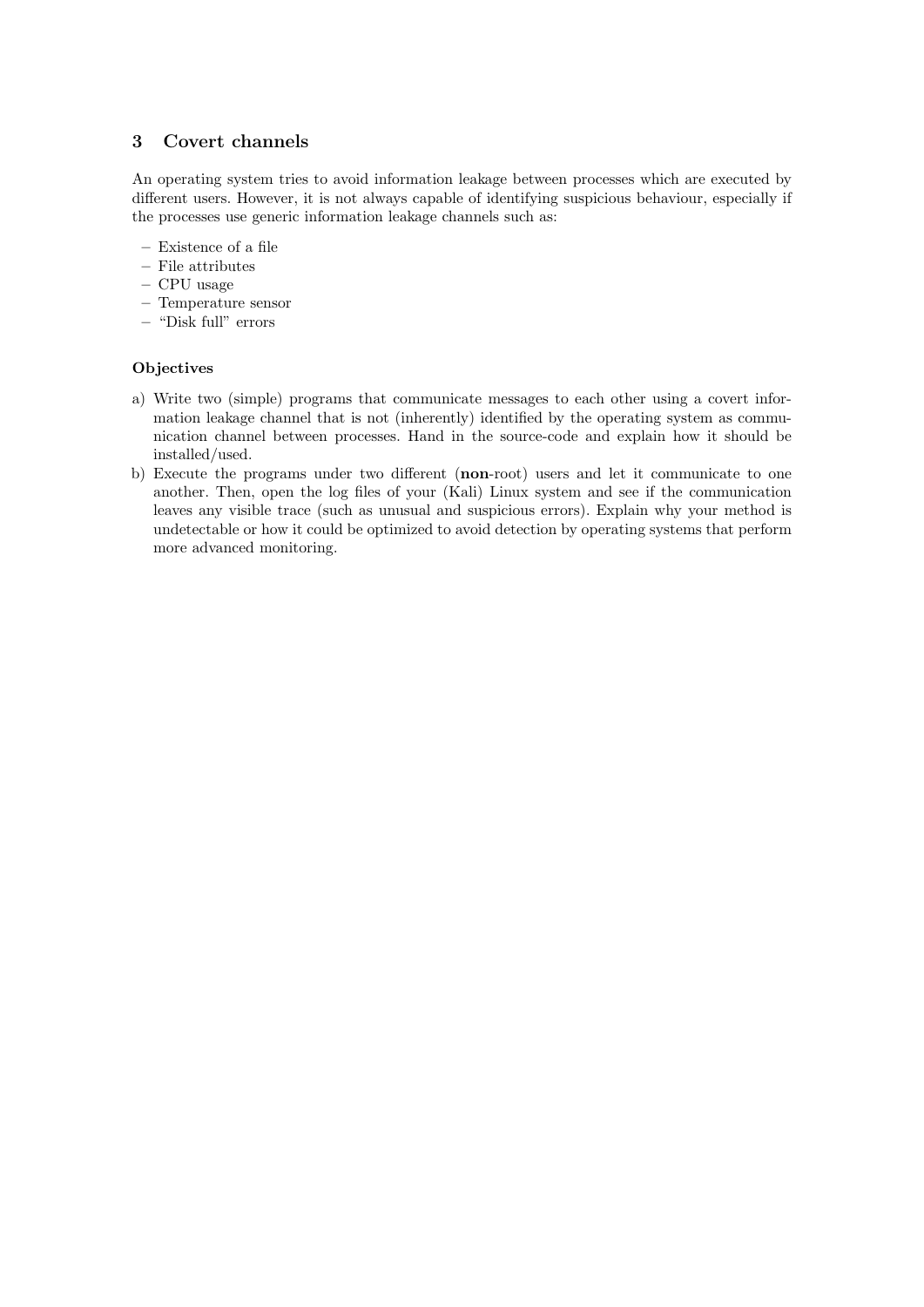## 3 Covert channels

An operating system tries to avoid information leakage between processes which are executed by different users. However, it is not always capable of identifying suspicious behaviour, especially if the processes use generic information leakage channels such as:

- Existence of a file
- File attributes
- CPU usage
- Temperature sensor
- "Disk full" errors

### Objectives

a) Write two (simple) programs that communicate messages to each other using a covert information leakage channel that is not (inherently) identified by the operating system as communication channel between processes. Hand in the source-code and explain how it should be installed/used.

b) Execute the programs under two different (**non**-root) users and let it communicate to one another. Then, open the log files of your (Kali) Linux system and see if the communication leaves any visible trace (such as unusual and suspicious errors). Explain why your method is undetectable or how it could be optimized to avoid detection by operating systems that perform more advanced monitoring.